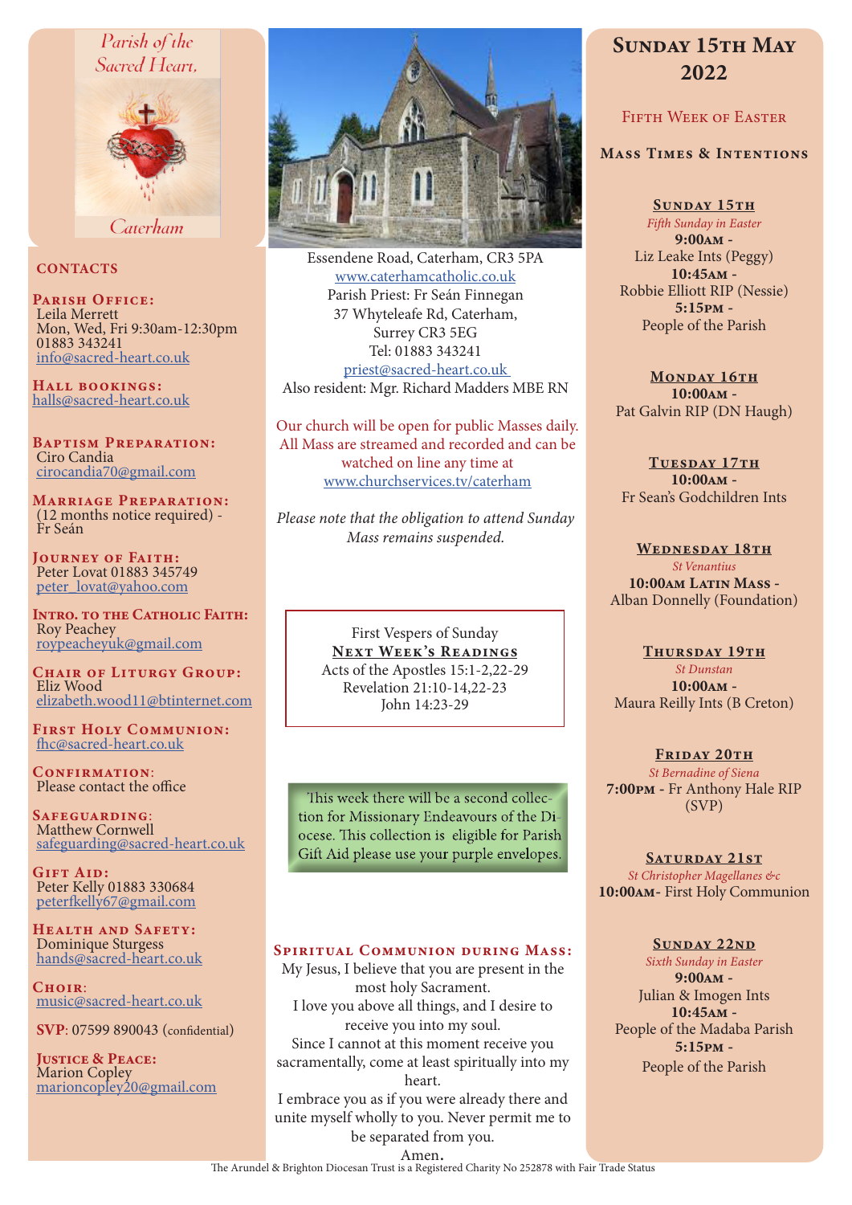Parish of the Sacred Heart, Caterham

## CONTACTS

**Parish Office:**
Leila Merrett
Mon, Wed, Fri 9:30am-12:30pm
01883 343241
info@sacred-heart.co.uk

**Hall bookings:**
halls@sacred-heart.co.uk

**Baptism Preparation:**
Ciro Candia
cirocandia70@gmail.com

**Marriage Preparation:**
(12 months notice required) - Fr Seán

**Journey of Faith:**
Peter Lovat 01883 345749
peter_lovat@yahoo.com

**Intro. to the Catholic Faith:**
Roy Peachey
roypeacheyuk@gmail.com

**Chair of Liturgy Group:**
Eliz Wood
elizabeth.wood11@btinternet.com

**First Holy Communion:**
fhc@sacred-heart.co.uk

**Confirmation:**
Please contact the office

**Safeguarding:**
Matthew Cornwell
safeguarding@sacred-heart.co.uk

**Gift Aid:**
Peter Kelly 01883 330684
peterfkelly67@gmail.com

**Health and Safety:**
Dominique Sturgess
hands@sacred-heart.co.uk

**Choir:**
music@sacred-heart.co.uk

**SVP:** 07599 890043 (confidential)

**Justice & Peace:**
Marion Copley
marioncopley20@gmail.com

---

Essendene Road, Caterham, CR3 5PA
www.caterhamcatholic.co.uk
Parish Priest: Fr Seán Finnegan
37 Whyteleafe Rd, Caterham,
Surrey CR3 5EG
Tel: 01883 343241
priest@sacred-heart.co.uk
Also resident: Mgr. Richard Madders MBE RN

Our church will be open for public Masses daily. All Mass are streamed and recorded and can be watched on line any time at www.churchservices.tv/caterham

*Please note that the obligation to attend Sunday Mass remains suspended.*

First Vespers of Sunday
**Next Week's Readings**
Acts of the Apostles 15:1-2,22-29
Revelation 21:10-14,22-23
John 14:23-29

This week there will be a second collection for Missionary Endeavours of the Diocese. This collection is eligible for Parish Gift Aid please use your purple envelopes.

**Spiritual Communion during Mass:**
My Jesus, I believe that you are present in the most holy Sacrament.
I love you above all things, and I desire to receive you into my soul.
Since I cannot at this moment receive you sacramentally, come at least spiritually into my heart.
I embrace you as if you were already there and unite myself wholly to you. Never permit me to be separated from you.
Amen.

---

# Sunday 15th May 2022

## Fifth Week of Easter

### Mass Times & Intentions

**Sunday 15th**
*Fifth Sunday in Easter*
**9:00am** - Liz Leake Ints (Peggy)
**10:45am** - Robbie Elliott RIP (Nessie)
**5:15pm** - People of the Parish

**Monday 16th**
**10:00am** - Pat Galvin RIP (DN Haugh)

**Tuesday 17th**
**10:00am** - Fr Sean's Godchildren Ints

**Wednesday 18th**
*St Venantius*
**10:00am Latin Mass** - Alban Donnelly (Foundation)

**Thursday 19th**
*St Dunstan*
**10:00am** - Maura Reilly Ints (B Creton)

**Friday 20th**
*St Bernadine of Siena*
**7:00pm** - Fr Anthony Hale RIP (SVP)

**Saturday 21st**
*St Christopher Magellanes &c*
**10:00am** - First Holy Communion

**Sunday 22nd**
*Sixth Sunday in Easter*
**9:00am** - Julian & Imogen Ints
**10:45am** - People of the Madaba Parish
**5:15pm** - People of the Parish

The Arundel & Brighton Diocesan Trust is a Registered Charity No 252878 with Fair Trade Status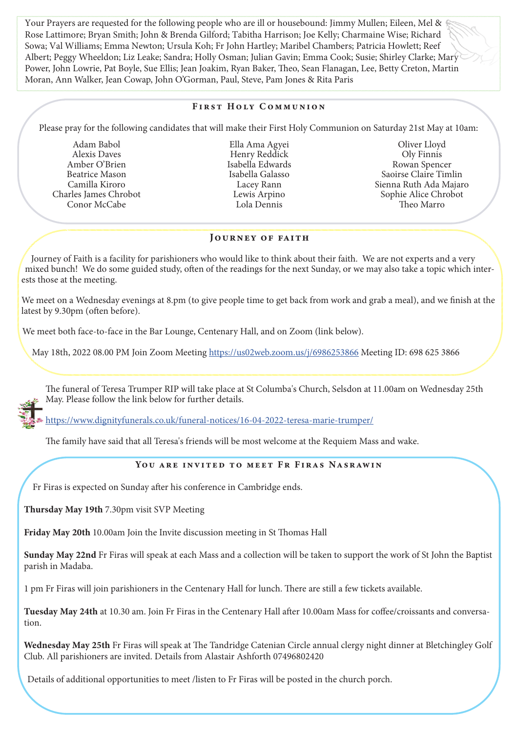Your Prayers are requested for the following people who are ill or housebound: Jimmy Mullen; Eileen, Mel & Rose Lattimore; Bryan Smith; John & Brenda Gilford; Tabitha Harrison; Joe Kelly; Charmaine Wise; Richard Sowa; Val Williams; Emma Newton; Ursula Koh; Fr John Hartley; Maribel Chambers; Patricia Howlett; Reef Albert; Peggy Wheeldon; Liz Leake; Sandra; Holly Osman; Julian Gavin; Emma Cook; Susie; Shirley Clarke; Mary Power, John Lowrie, Pat Boyle, Sue Ellis; Jean Joakim, Ryan Baker, Theo, Sean Flanagan, Lee, Betty Creton, Martin Moran, Ann Walker, Jean Cowap, John O'Gorman, Paul, Steve, Pam Jones & Rita Paris

## First Holy Communion

Please pray for the following candidates that will make their First Holy Communion on Saturday 21st May at 10am:

Adam Babol
Alexis Daves
Amber O'Brien
Beatrice Mason
Camilla Kiroro
Charles James Chrobot
Conor McCabe
Ella Ama Agyei
Henry Reddick
Isabella Edwards
Isabella Galasso
Lacey Rann
Lewis Arpino
Lola Dennis
Oliver Lloyd
Oly Finnis
Rowan Spencer
Saoirse Claire Timlin
Sienna Ruth Ada Majaro
Sophie Alice Chrobot
Theo Marro

## Journey of faith

Journey of Faith is a facility for parishioners who would like to think about their faith. We are not experts and a very mixed bunch! We do some guided study, often of the readings for the next Sunday, or we may also take a topic which interests those at the meeting.

We meet on a Wednesday evenings at 8.pm (to give people time to get back from work and grab a meal), and we finish at the latest by 9.30pm (often before).

We meet both face-to-face in the Bar Lounge, Centenary Hall, and on Zoom (link below).

May 18th, 2022 08.00 PM Join Zoom Meeting https://us02web.zoom.us/j/6986253866 Meeting ID: 698 625 3866

The funeral of Teresa Trumper RIP will take place at St Columba's Church, Selsdon at 11.00am on Wednesday 25th May. Please follow the link below for further details.

https://www.dignityfunerals.co.uk/funeral-notices/16-04-2022-teresa-marie-trumper/

The family have said that all Teresa's friends will be most welcome at the Requiem Mass and wake.

## You are invited to meet Fr Firas Nasrawin

Fr Firas is expected on Sunday after his conference in Cambridge ends.

**Thursday May 19th** 7.30pm visit SVP Meeting

**Friday May 20th** 10.00am Join the Invite discussion meeting in St Thomas Hall

**Sunday May 22nd** Fr Firas will speak at each Mass and a collection will be taken to support the work of St John the Baptist parish in Madaba.

1 pm Fr Firas will join parishioners in the Centenary Hall for lunch. There are still a few tickets available.

**Tuesday May 24th** at 10.30 am. Join Fr Firas in the Centenary Hall after 10.00am Mass for coffee/croissants and conversation.

**Wednesday May 25th** Fr Firas will speak at The Tandridge Catenian Circle annual clergy night dinner at Bletchingley Golf Club. All parishioners are invited. Details from Alastair Ashforth 07496802420

Details of additional opportunities to meet /listen to Fr Firas will be posted in the church porch.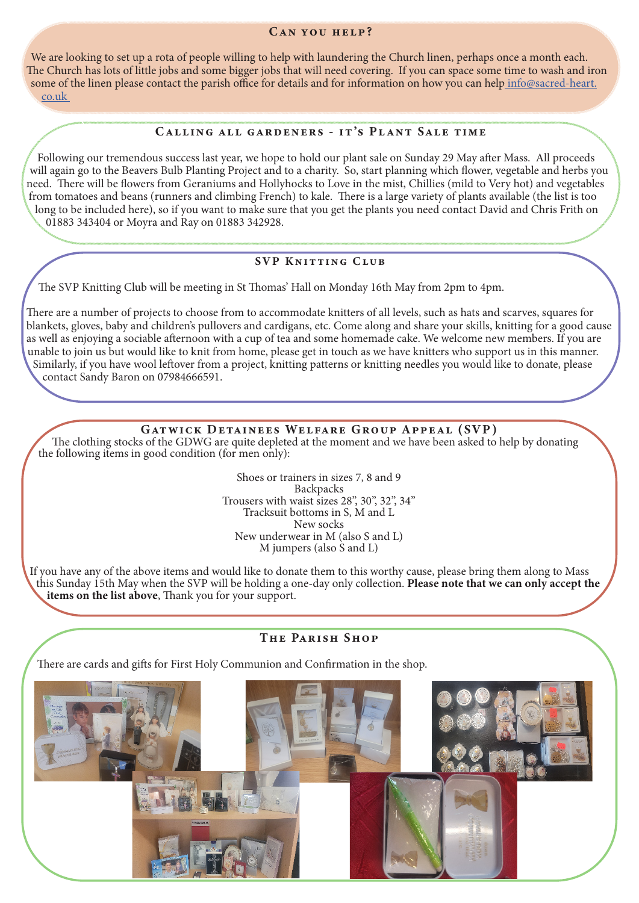## Can you help?

We are looking to set up a rota of people willing to help with laundering the Church linen, perhaps once a month each. The Church has lots of little jobs and some bigger jobs that will need covering. If you can space some time to wash and iron some of the linen please contact the parish office for details and for information on how you can help info@sacred-heart.co.uk

## Calling all gardeners - it's Plant Sale time

Following our tremendous success last year, we hope to hold our plant sale on Sunday 29 May after Mass. All proceeds will again go to the Beavers Bulb Planting Project and to a charity. So, start planning which flower, vegetable and herbs you need. There will be flowers from Geraniums and Hollyhocks to Love in the mist, Chillies (mild to Very hot) and vegetables from tomatoes and beans (runners and climbing French) to kale. There is a large variety of plants available (the list is too long to be included here), so if you want to make sure that you get the plants you need contact David and Chris Frith on 01883 343404 or Moyra and Ray on 01883 342928.

## SVP Knitting Club

The SVP Knitting Club will be meeting in St Thomas' Hall on Monday 16th May from 2pm to 4pm.

There are a number of projects to choose from to accommodate knitters of all levels, such as hats and scarves, squares for blankets, gloves, baby and children's pullovers and cardigans, etc. Come along and share your skills, knitting for a good cause as well as enjoying a sociable afternoon with a cup of tea and some homemade cake. We welcome new members. If you are unable to join us but would like to knit from home, please get in touch as we have knitters who support us in this manner. Similarly, if you have wool leftover from a project, knitting patterns or knitting needles you would like to donate, please contact Sandy Baron on 07984666591.

## Gatwick Detainees Welfare Group Appeal (SVP)

The clothing stocks of the GDWG are quite depleted at the moment and we have been asked to help by donating the following items in good condition (for men only):

Shoes or trainers in sizes 7, 8 and 9
Backpacks
Trousers with waist sizes 28", 30", 32", 34"
Tracksuit bottoms in S, M and L
New socks
New underwear in M (also S and L)
M jumpers (also S and L)

If you have any of the above items and would like to donate them to this worthy cause, please bring them along to Mass this Sunday 15th May when the SVP will be holding a one-day only collection. **Please note that we can only accept the items on the list above**, Thank you for your support.

## The Parish Shop

There are cards and gifts for First Holy Communion and Confirmation in the shop.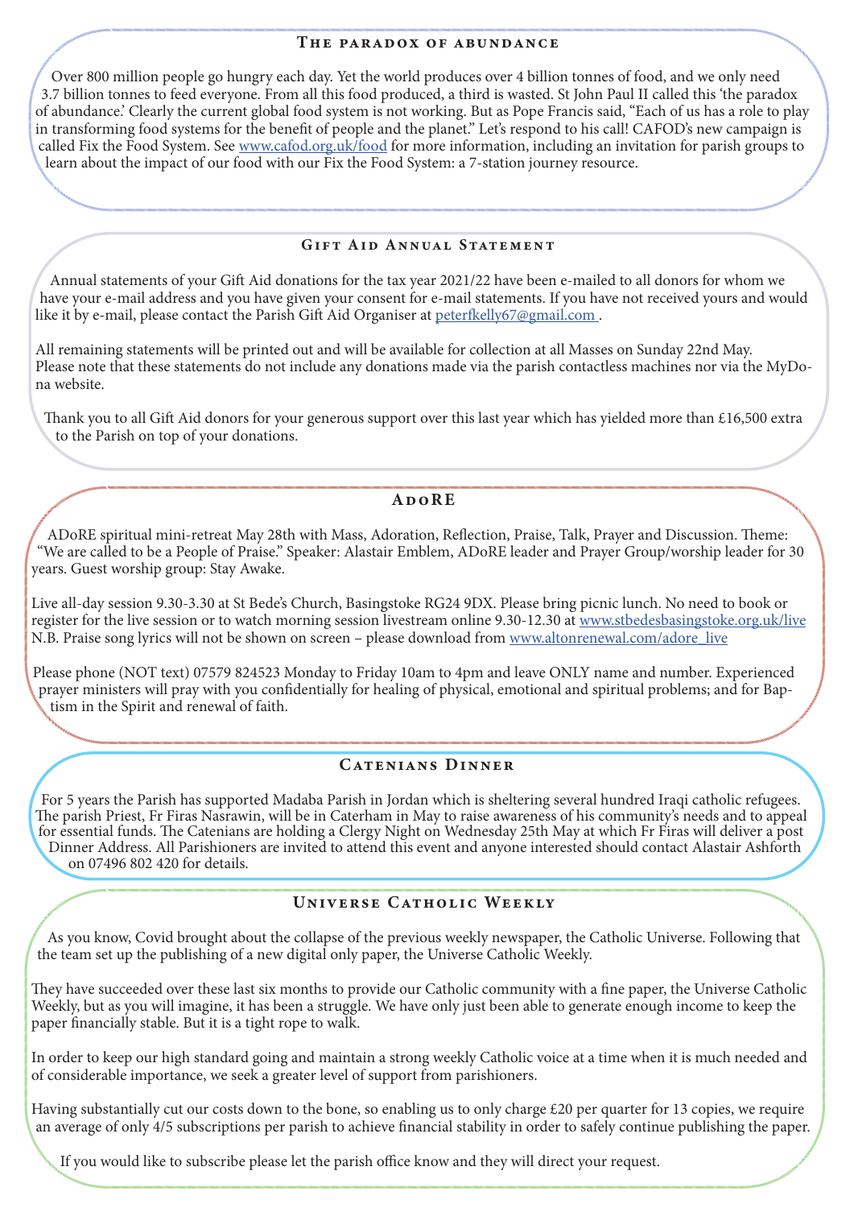## The paradox of abundance

Over 800 million people go hungry each day. Yet the world produces over 4 billion tonnes of food, and we only need 3.7 billion tonnes to feed everyone. From all this food produced, a third is wasted. St John Paul II called this 'the paradox of abundance.' Clearly the current global food system is not working. But as Pope Francis said, "Each of us has a role to play in transforming food systems for the benefit of people and the planet." Let's respond to his call! CAFOD's new campaign is called Fix the Food System. See www.cafod.org.uk/food for more information, including an invitation for parish groups to learn about the impact of our food with our Fix the Food System: a 7-station journey resource.

## Gift Aid Annual Statement

Annual statements of your Gift Aid donations for the tax year 2021/22 have been e-mailed to all donors for whom we have your e-mail address and you have given your consent for e-mail statements. If you have not received yours and would like it by e-mail, please contact the Parish Gift Aid Organiser at peterfkelly67@gmail.com .

All remaining statements will be printed out and will be available for collection at all Masses on Sunday 22nd May. Please note that these statements do not include any donations made via the parish contactless machines nor via the MyDona website.

Thank you to all Gift Aid donors for your generous support over this last year which has yielded more than £16,500 extra to the Parish on top of your donations.

## ADoRE

ADoRE spiritual mini-retreat May 28th with Mass, Adoration, Reflection, Praise, Talk, Prayer and Discussion. Theme: "We are called to be a People of Praise." Speaker: Alastair Emblem, ADoRE leader and Prayer Group/worship leader for 30 years. Guest worship group: Stay Awake.

Live all-day session 9.30-3.30 at St Bede's Church, Basingstoke RG24 9DX. Please bring picnic lunch. No need to book or register for the live session or to watch morning session livestream online 9.30-12.30 at www.stbedesbasingstoke.org.uk/live N.B. Praise song lyrics will not be shown on screen – please download from www.altonrenewal.com/adore_live

Please phone (NOT text) 07579 824523 Monday to Friday 10am to 4pm and leave ONLY name and number. Experienced prayer ministers will pray with you confidentially for healing of physical, emotional and spiritual problems; and for Baptism in the Spirit and renewal of faith.

## Catenians Dinner

For 5 years the Parish has supported Madaba Parish in Jordan which is sheltering several hundred Iraqi catholic refugees. The parish Priest, Fr Firas Nasrawin, will be in Caterham in May to raise awareness of his community's needs and to appeal for essential funds. The Catenians are holding a Clergy Night on Wednesday 25th May at which Fr Firas will deliver a post Dinner Address. All Parishioners are invited to attend this event and anyone interested should contact Alastair Ashforth on 07496 802 420 for details.

## Universe Catholic Weekly

As you know, Covid brought about the collapse of the previous weekly newspaper, the Catholic Universe. Following that the team set up the publishing of a new digital only paper, the Universe Catholic Weekly.

They have succeeded over these last six months to provide our Catholic community with a fine paper, the Universe Catholic Weekly, but as you will imagine, it has been a struggle. We have only just been able to generate enough income to keep the paper financially stable. But it is a tight rope to walk.

In order to keep our high standard going and maintain a strong weekly Catholic voice at a time when it is much needed and of considerable importance, we seek a greater level of support from parishioners.

Having substantially cut our costs down to the bone, so enabling us to only charge £20 per quarter for 13 copies, we require an average of only 4/5 subscriptions per parish to achieve financial stability in order to safely continue publishing the paper.

If you would like to subscribe please let the parish office know and they will direct your request.